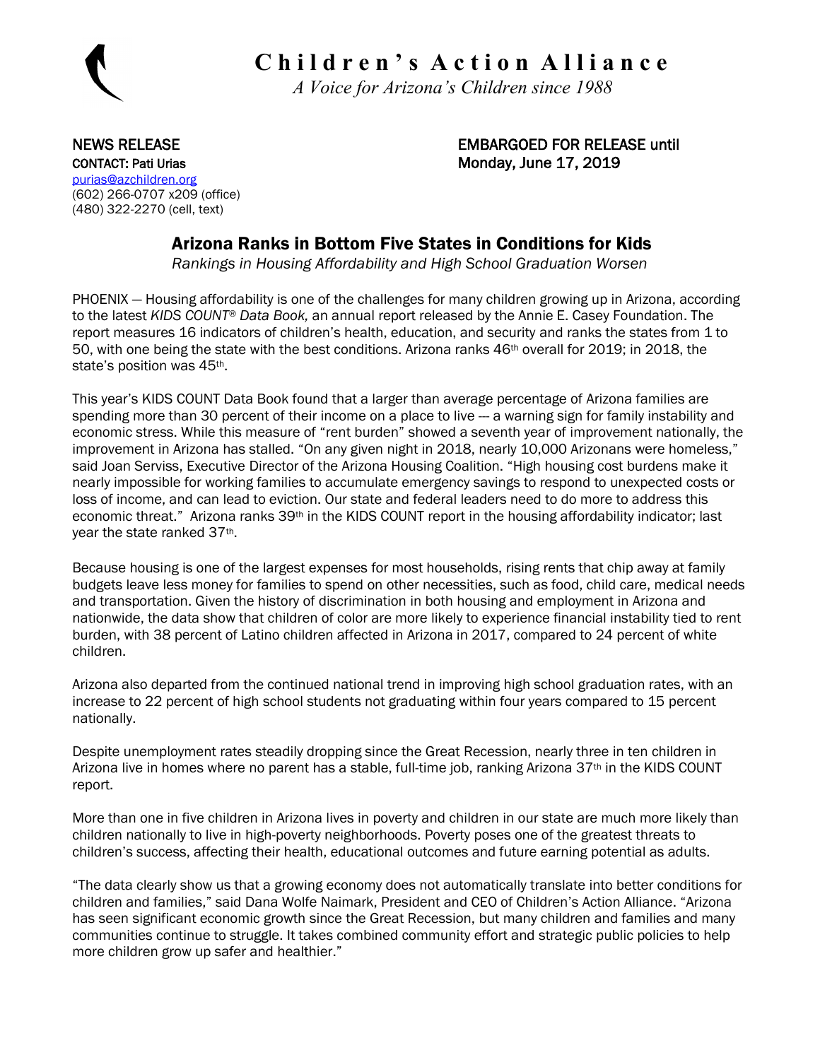# Children's Action Alliance

*A Voice for Arizona's Children since 1988*

**NEWS RELEASE**
**CONTACT: Pati Urias**
purias@azchildren.org
(602) 266-0707 x209 (office)
(480) 322-2270 (cell, text)

**EMBARGOED FOR RELEASE until Monday, June 17, 2019**

## Arizona Ranks in Bottom Five States in Conditions for Kids

*Rankings in Housing Affordability and High School Graduation Worsen*

PHOENIX — Housing affordability is one of the challenges for many children growing up in Arizona, according to the latest *KIDS COUNT® Data Book,* an annual report released by the Annie E. Casey Foundation. The report measures 16 indicators of children's health, education, and security and ranks the states from 1 to 50, with one being the state with the best conditions. Arizona ranks 46th overall for 2019; in 2018, the state's position was 45th.

This year's KIDS COUNT Data Book found that a larger than average percentage of Arizona families are spending more than 30 percent of their income on a place to live --- a warning sign for family instability and economic stress. While this measure of "rent burden" showed a seventh year of improvement nationally, the improvement in Arizona has stalled. "On any given night in 2018, nearly 10,000 Arizonans were homeless," said Joan Serviss, Executive Director of the Arizona Housing Coalition. "High housing cost burdens make it nearly impossible for working families to accumulate emergency savings to respond to unexpected costs or loss of income, and can lead to eviction. Our state and federal leaders need to do more to address this economic threat." Arizona ranks 39th in the KIDS COUNT report in the housing affordability indicator; last year the state ranked 37th.

Because housing is one of the largest expenses for most households, rising rents that chip away at family budgets leave less money for families to spend on other necessities, such as food, child care, medical needs and transportation. Given the history of discrimination in both housing and employment in Arizona and nationwide, the data show that children of color are more likely to experience financial instability tied to rent burden, with 38 percent of Latino children affected in Arizona in 2017, compared to 24 percent of white children.

Arizona also departed from the continued national trend in improving high school graduation rates, with an increase to 22 percent of high school students not graduating within four years compared to 15 percent nationally.

Despite unemployment rates steadily dropping since the Great Recession, nearly three in ten children in Arizona live in homes where no parent has a stable, full-time job, ranking Arizona 37th in the KIDS COUNT report.

More than one in five children in Arizona lives in poverty and children in our state are much more likely than children nationally to live in high-poverty neighborhoods. Poverty poses one of the greatest threats to children's success, affecting their health, educational outcomes and future earning potential as adults.

"The data clearly show us that a growing economy does not automatically translate into better conditions for children and families," said Dana Wolfe Naimark, President and CEO of Children's Action Alliance. "Arizona has seen significant economic growth since the Great Recession, but many children and families and many communities continue to struggle. It takes combined community effort and strategic public policies to help more children grow up safer and healthier."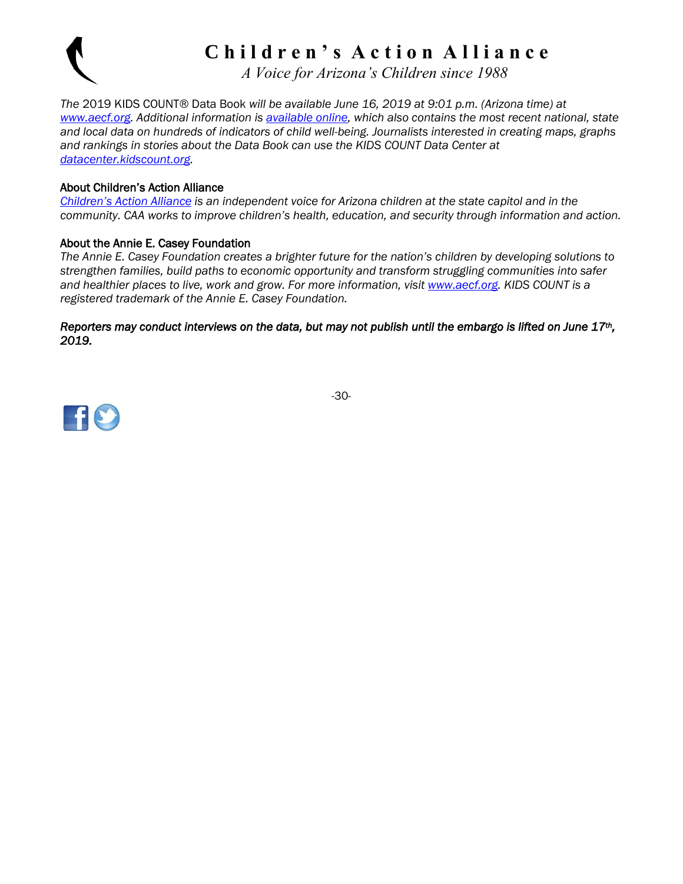# Children's Action Alliance

*A Voice for Arizona's Children since 1988*

*The* 2019 KIDS COUNT® Data Book *will be available June 16, 2019 at 9:01 p.m. (Arizona time) at [www.aecf.org](www.aecf.org). Additional information is [available online](), which also contains the most recent national, state and local data on hundreds of indicators of child well-being. Journalists interested in creating maps, graphs and rankings in stories about the Data Book can use the KIDS COUNT Data Center at [datacenter.kidscount.org](datacenter.kidscount.org).*

## About Children's Action Alliance

*[Children's Action Alliance]() is an independent voice for Arizona children at the state capitol and in the community. CAA works to improve children's health, education, and security through information and action.*

## About the Annie E. Casey Foundation

*The Annie E. Casey Foundation creates a brighter future for the nation's children by developing solutions to strengthen families, build paths to economic opportunity and transform struggling communities into safer and healthier places to live, work and grow. For more information, visit [www.aecf.org](www.aecf.org). KIDS COUNT is a registered trademark of the Annie E. Casey Foundation.*

***Reporters may conduct interviews on the data, but may not publish until the embargo is lifted on June 17th, 2019.***

-30-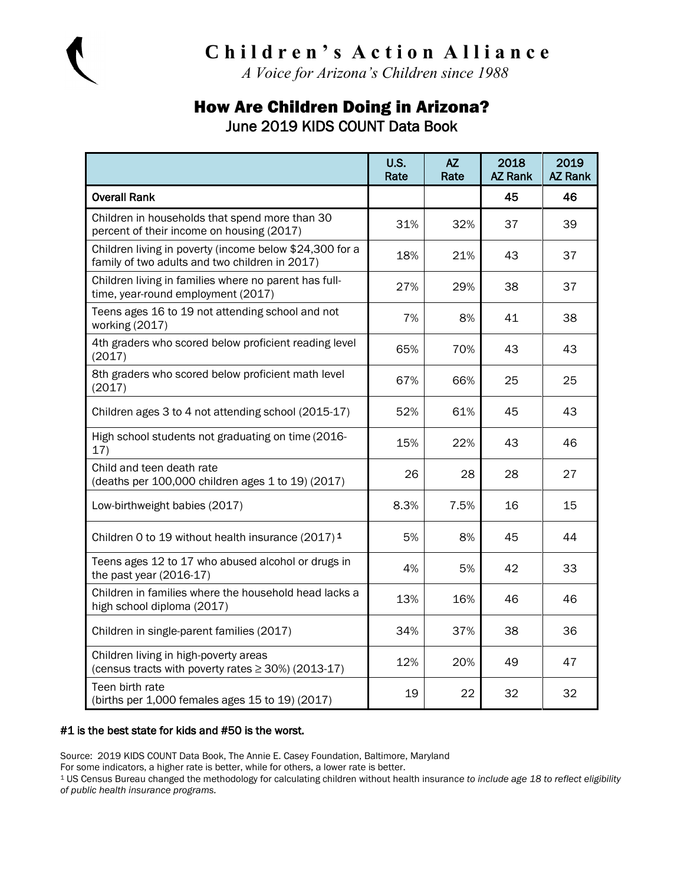# Children's Action Alliance

*A Voice for Arizona's Children since 1988*

## How Are Children Doing in Arizona?

### June 2019 KIDS COUNT Data Book

| | U.S. Rate | AZ Rate | 2018 AZ Rank | 2019 AZ Rank |
|---|---|---|---|---|
| **Overall Rank** | | | **45** | **46** |
| Children in households that spend more than 30 percent of their income on housing (2017) | 31% | 32% | 37 | 39 |
| Children living in poverty (income below $24,300 for a family of two adults and two children in 2017) | 18% | 21% | 43 | 37 |
| Children living in families where no parent has full-time, year-round employment (2017) | 27% | 29% | 38 | 37 |
| Teens ages 16 to 19 not attending school and not working (2017) | 7% | 8% | 41 | 38 |
| 4th graders who scored below proficient reading level (2017) | 65% | 70% | 43 | 43 |
| 8th graders who scored below proficient math level (2017) | 67% | 66% | 25 | 25 |
| Children ages 3 to 4 not attending school (2015-17) | 52% | 61% | 45 | 43 |
| High school students not graduating on time (2016-17) | 15% | 22% | 43 | 46 |
| Child and teen death rate (deaths per 100,000 children ages 1 to 19) (2017) | 26 | 28 | 28 | 27 |
| Low-birthweight babies (2017) | 8.3% | 7.5% | 16 | 15 |
| Children 0 to 19 without health insurance (2017) [1] | 5% | 8% | 45 | 44 |
| Teens ages 12 to 17 who abused alcohol or drugs in the past year (2016-17) | 4% | 5% | 42 | 33 |
| Children in families where the household head lacks a high school diploma (2017) | 13% | 16% | 46 | 46 |
| Children in single-parent families (2017) | 34% | 37% | 38 | 36 |
| Children living in high-poverty areas (census tracts with poverty rates ≥ 30%) (2013-17) | 12% | 20% | 49 | 47 |
| Teen birth rate (births per 1,000 females ages 15 to 19) (2017) | 19 | 22 | 32 | 32 |

**#1 is the best state for kids and #50 is the worst.**

Source: 2019 KIDS COUNT Data Book, The Annie E. Casey Foundation, Baltimore, Maryland

For some indicators, a higher rate is better, while for others, a lower rate is better.

[1] US Census Bureau changed the methodology for calculating children without health insurance *to include age 18 to reflect eligibility of public health insurance programs.*